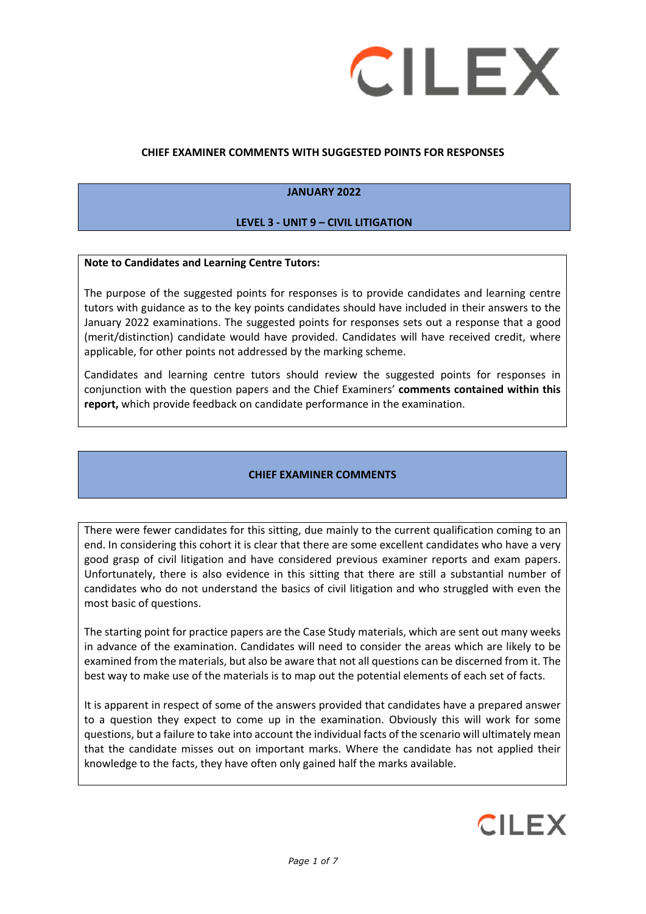# CHIEF EXAMINER COMMENTS WITH SUGGESTED POINTS FOR RESPONSES

## JANUARY 2022

## LEVEL 3 - UNIT 9 – CIVIL LITIGATION

**Note to Candidates and Learning Centre Tutors:**

The purpose of the suggested points for responses is to provide candidates and learning centre tutors with guidance as to the key points candidates should have included in their answers to the January 2022 examinations. The suggested points for responses sets out a response that a good (merit/distinction) candidate would have provided. Candidates will have received credit, where applicable, for other points not addressed by the marking scheme.

Candidates and learning centre tutors should review the suggested points for responses in conjunction with the question papers and the Chief Examiners' **comments contained within this report,** which provide feedback on candidate performance in the examination.

## CHIEF EXAMINER COMMENTS

There were fewer candidates for this sitting, due mainly to the current qualification coming to an end. In considering this cohort it is clear that there are some excellent candidates who have a very good grasp of civil litigation and have considered previous examiner reports and exam papers. Unfortunately, there is also evidence in this sitting that there are still a substantial number of candidates who do not understand the basics of civil litigation and who struggled with even the most basic of questions.

The starting point for practice papers are the Case Study materials, which are sent out many weeks in advance of the examination. Candidates will need to consider the areas which are likely to be examined from the materials, but also be aware that not all questions can be discerned from it. The best way to make use of the materials is to map out the potential elements of each set of facts.

It is apparent in respect of some of the answers provided that candidates have a prepared answer to a question they expect to come up in the examination. Obviously this will work for some questions, but a failure to take into account the individual facts of the scenario will ultimately mean that the candidate misses out on important marks. Where the candidate has not applied their knowledge to the facts, they have often only gained half the marks available.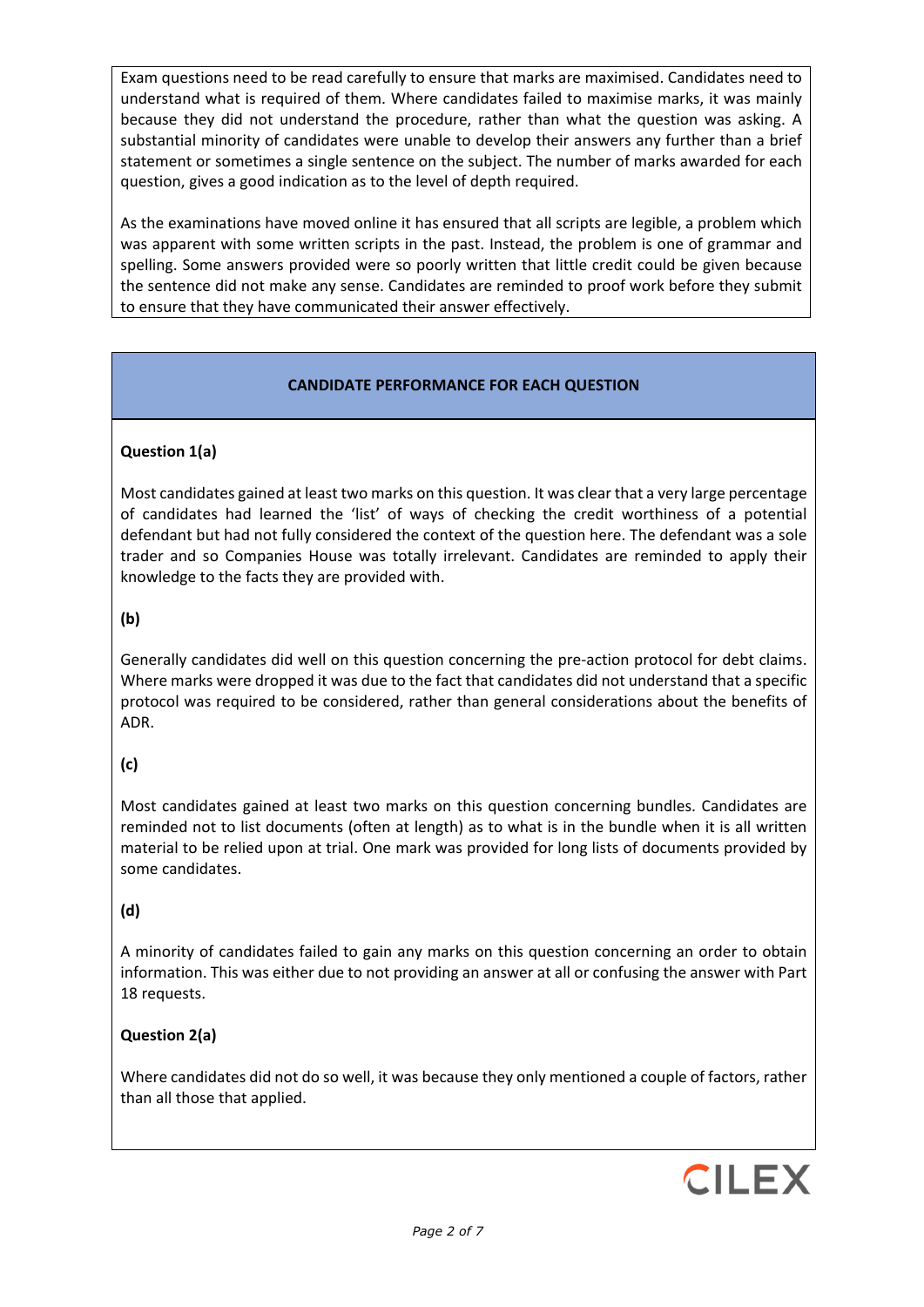Exam questions need to be read carefully to ensure that marks are maximised. Candidates need to understand what is required of them. Where candidates failed to maximise marks, it was mainly because they did not understand the procedure, rather than what the question was asking. A substantial minority of candidates were unable to develop their answers any further than a brief statement or sometimes a single sentence on the subject. The number of marks awarded for each question, gives a good indication as to the level of depth required.

As the examinations have moved online it has ensured that all scripts are legible, a problem which was apparent with some written scripts in the past. Instead, the problem is one of grammar and spelling. Some answers provided were so poorly written that little credit could be given because the sentence did not make any sense. Candidates are reminded to proof work before they submit to ensure that they have communicated their answer effectively.

## CANDIDATE PERFORMANCE FOR EACH QUESTION

### Question 1(a)

Most candidates gained at least two marks on this question. It was clear that a very large percentage of candidates had learned the 'list' of ways of checking the credit worthiness of a potential defendant but had not fully considered the context of the question here. The defendant was a sole trader and so Companies House was totally irrelevant. Candidates are reminded to apply their knowledge to the facts they are provided with.

### (b)

Generally candidates did well on this question concerning the pre-action protocol for debt claims. Where marks were dropped it was due to the fact that candidates did not understand that a specific protocol was required to be considered, rather than general considerations about the benefits of ADR.

### (c)

Most candidates gained at least two marks on this question concerning bundles. Candidates are reminded not to list documents (often at length) as to what is in the bundle when it is all written material to be relied upon at trial. One mark was provided for long lists of documents provided by some candidates.

### (d)

A minority of candidates failed to gain any marks on this question concerning an order to obtain information. This was either due to not providing an answer at all or confusing the answer with Part 18 requests.

### Question 2(a)

Where candidates did not do so well, it was because they only mentioned a couple of factors, rather than all those that applied.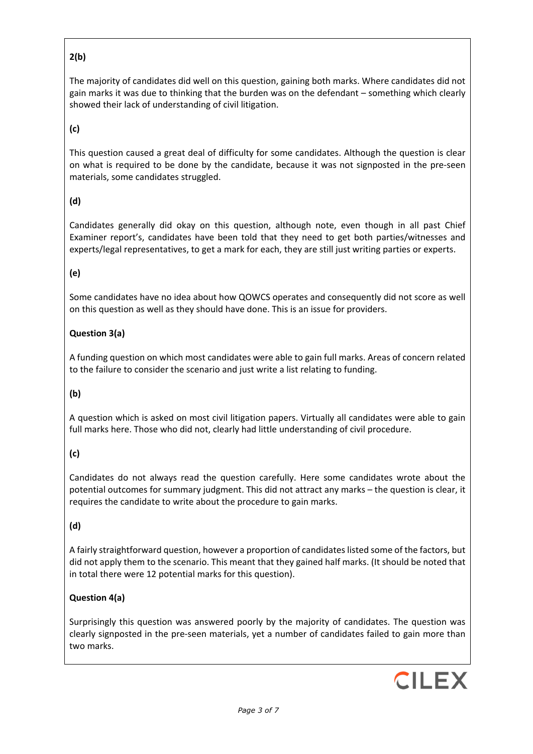**2(b)**

The majority of candidates did well on this question, gaining both marks. Where candidates did not gain marks it was due to thinking that the burden was on the defendant – something which clearly showed their lack of understanding of civil litigation.

**(c)**

This question caused a great deal of difficulty for some candidates. Although the question is clear on what is required to be done by the candidate, because it was not signposted in the pre-seen materials, some candidates struggled.

**(d)**

Candidates generally did okay on this question, although note, even though in all past Chief Examiner report's, candidates have been told that they need to get both parties/witnesses and experts/legal representatives, to get a mark for each, they are still just writing parties or experts.

**(e)**

Some candidates have no idea about how QOWCS operates and consequently did not score as well on this question as well as they should have done. This is an issue for providers.

**Question 3(a)**

A funding question on which most candidates were able to gain full marks. Areas of concern related to the failure to consider the scenario and just write a list relating to funding.

**(b)**

A question which is asked on most civil litigation papers. Virtually all candidates were able to gain full marks here. Those who did not, clearly had little understanding of civil procedure.

**(c)**

Candidates do not always read the question carefully. Here some candidates wrote about the potential outcomes for summary judgment. This did not attract any marks – the question is clear, it requires the candidate to write about the procedure to gain marks.

**(d)**

A fairly straightforward question, however a proportion of candidates listed some of the factors, but did not apply them to the scenario. This meant that they gained half marks. (It should be noted that in total there were 12 potential marks for this question).

**Question 4(a)**

Surprisingly this question was answered poorly by the majority of candidates. The question was clearly signposted in the pre-seen materials, yet a number of candidates failed to gain more than two marks.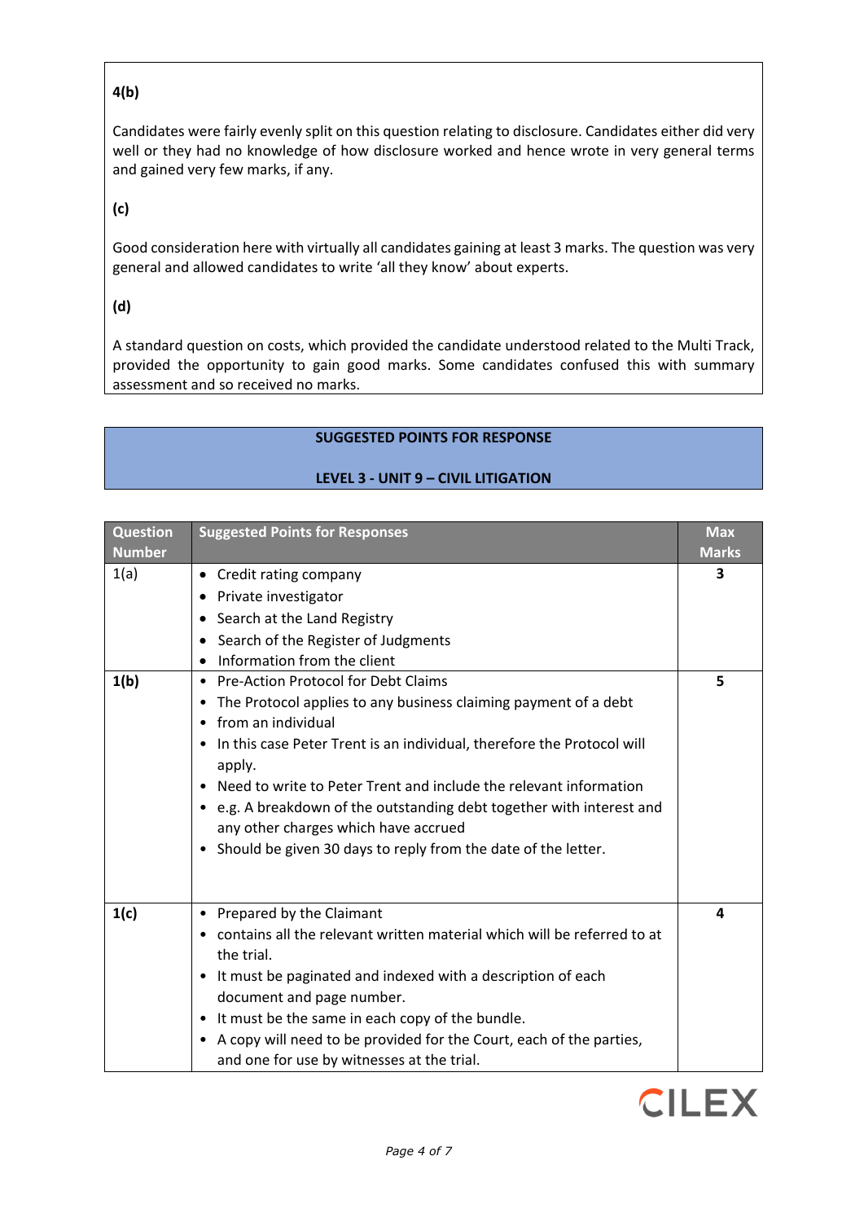**4(b)**

Candidates were fairly evenly split on this question relating to disclosure. Candidates either did very well or they had no knowledge of how disclosure worked and hence wrote in very general terms and gained very few marks, if any.

**(c)**

Good consideration here with virtually all candidates gaining at least 3 marks. The question was very general and allowed candidates to write 'all they know' about experts.

**(d)**

A standard question on costs, which provided the candidate understood related to the Multi Track, provided the opportunity to gain good marks. Some candidates confused this with summary assessment and so received no marks.

## SUGGESTED POINTS FOR RESPONSE

## LEVEL 3 - UNIT 9 – CIVIL LITIGATION

| Question Number | Suggested Points for Responses | Max Marks |
|---|---|---|
| 1(a) | • Credit rating company<br>• Private investigator<br>• Search at the Land Registry<br>• Search of the Register of Judgments<br>• Information from the client | 3 |
| **1(b)** | • Pre-Action Protocol for Debt Claims<br>• The Protocol applies to any business claiming payment of a debt<br>• from an individual<br>• In this case Peter Trent is an individual, therefore the Protocol will apply.<br>• Need to write to Peter Trent and include the relevant information<br>• e.g. A breakdown of the outstanding debt together with interest and any other charges which have accrued<br>• Should be given 30 days to reply from the date of the letter. | 5 |
| **1(c)** | • Prepared by the Claimant<br>• contains all the relevant written material which will be referred to at the trial.<br>• It must be paginated and indexed with a description of each document and page number.<br>• It must be the same in each copy of the bundle.<br>• A copy will need to be provided for the Court, each of the parties, and one for use by witnesses at the trial. | 4 |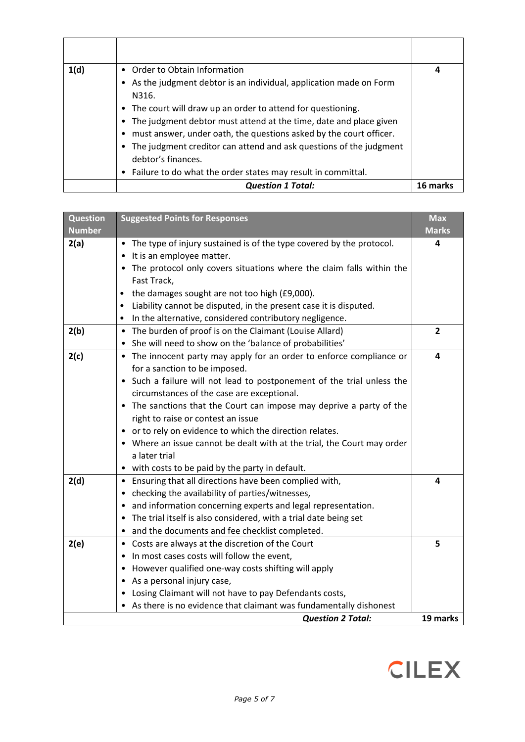| | | |
|---|---|---|
| | | |
| 1(d) | • Order to Obtain Information<br>• As the judgment debtor is an individual, application made on Form N316.<br>• The court will draw up an order to attend for questioning.<br>• The judgment debtor must attend at the time, date and place given<br>• must answer, under oath, the questions asked by the court officer.<br>• The judgment creditor can attend and ask questions of the judgment debtor's finances.<br>• Failure to do what the order states may result in committal. | 4 |
| | ***Question 1 Total:*** | **16 marks** |

| Question Number | Suggested Points for Responses | Max Marks |
|---|---|---|
| 2(a) | • The type of injury sustained is of the type covered by the protocol.<br>• It is an employee matter.<br>• The protocol only covers situations where the claim falls within the Fast Track,<br>• the damages sought are not too high (£9,000).<br>• Liability cannot be disputed, in the present case it is disputed.<br>• In the alternative, considered contributory negligence. | 4 |
| 2(b) | • The burden of proof is on the Claimant (Louise Allard)<br>• She will need to show on the 'balance of probabilities' | 2 |
| 2(c) | • The innocent party may apply for an order to enforce compliance or for a sanction to be imposed.<br>• Such a failure will not lead to postponement of the trial unless the circumstances of the case are exceptional.<br>• The sanctions that the Court can impose may deprive a party of the right to raise or contest an issue<br>• or to rely on evidence to which the direction relates.<br>• Where an issue cannot be dealt with at the trial, the Court may order a later trial<br>• with costs to be paid by the party in default. | 4 |
| 2(d) | • Ensuring that all directions have been complied with,<br>• checking the availability of parties/witnesses,<br>• and information concerning experts and legal representation.<br>• The trial itself is also considered, with a trial date being set<br>• and the documents and fee checklist completed. | 4 |
| 2(e) | • Costs are always at the discretion of the Court<br>• In most cases costs will follow the event,<br>• However qualified one-way costs shifting will apply<br>• As a personal injury case,<br>• Losing Claimant will not have to pay Defendants costs,<br>• As there is no evidence that claimant was fundamentally dishonest | 5 |
| | ***Question 2 Total:*** | **19 marks** |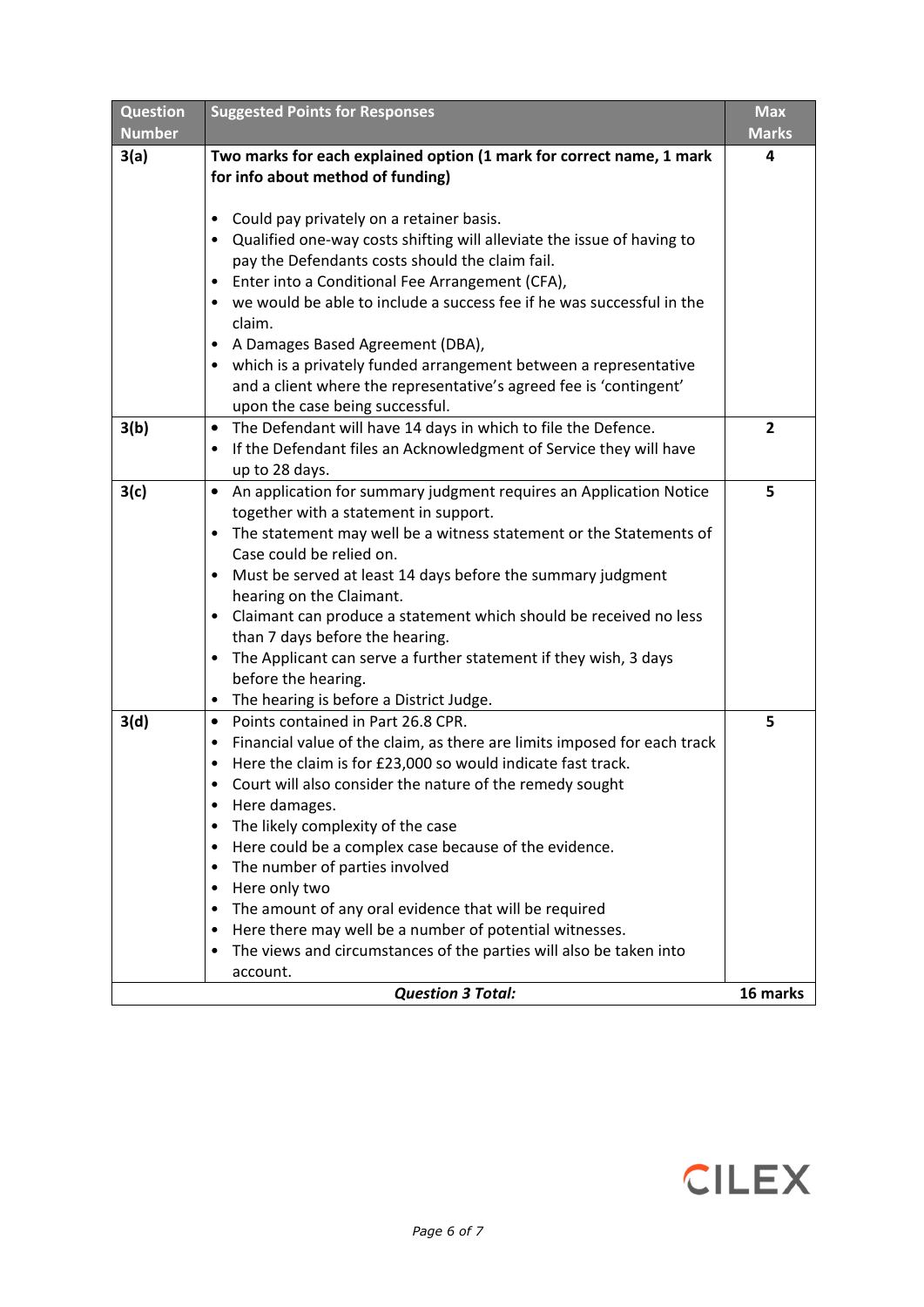| Question Number | Suggested Points for Responses | Max Marks |
|---|---|---|
| 3(a) | **Two marks for each explained option (1 mark for correct name, 1 mark for info about method of funding)**<br><br>• Could pay privately on a retainer basis.<br>• Qualified one-way costs shifting will alleviate the issue of having to pay the Defendants costs should the claim fail.<br>• Enter into a Conditional Fee Arrangement (CFA),<br>• we would be able to include a success fee if he was successful in the claim.<br>• A Damages Based Agreement (DBA),<br>• which is a privately funded arrangement between a representative and a client where the representative's agreed fee is 'contingent' upon the case being successful. | 4 |
| 3(b) | • The Defendant will have 14 days in which to file the Defence.<br>• If the Defendant files an Acknowledgment of Service they will have up to 28 days. | 2 |
| 3(c) | • An application for summary judgment requires an Application Notice together with a statement in support.<br>• The statement may well be a witness statement or the Statements of Case could be relied on.<br>• Must be served at least 14 days before the summary judgment hearing on the Claimant.<br>• Claimant can produce a statement which should be received no less than 7 days before the hearing.<br>• The Applicant can serve a further statement if they wish, 3 days before the hearing.<br>• The hearing is before a District Judge. | 5 |
| 3(d) | • Points contained in Part 26.8 CPR.<br>• Financial value of the claim, as there are limits imposed for each track<br>• Here the claim is for £23,000 so would indicate fast track.<br>• Court will also consider the nature of the remedy sought<br>• Here damages.<br>• The likely complexity of the case<br>• Here could be a complex case because of the evidence.<br>• The number of parties involved<br>• Here only two<br>• The amount of any oral evidence that will be required<br>• Here there may well be a number of potential witnesses.<br>• The views and circumstances of the parties will also be taken into account. | 5 |
| | ***Question 3 Total:*** | **16 marks** |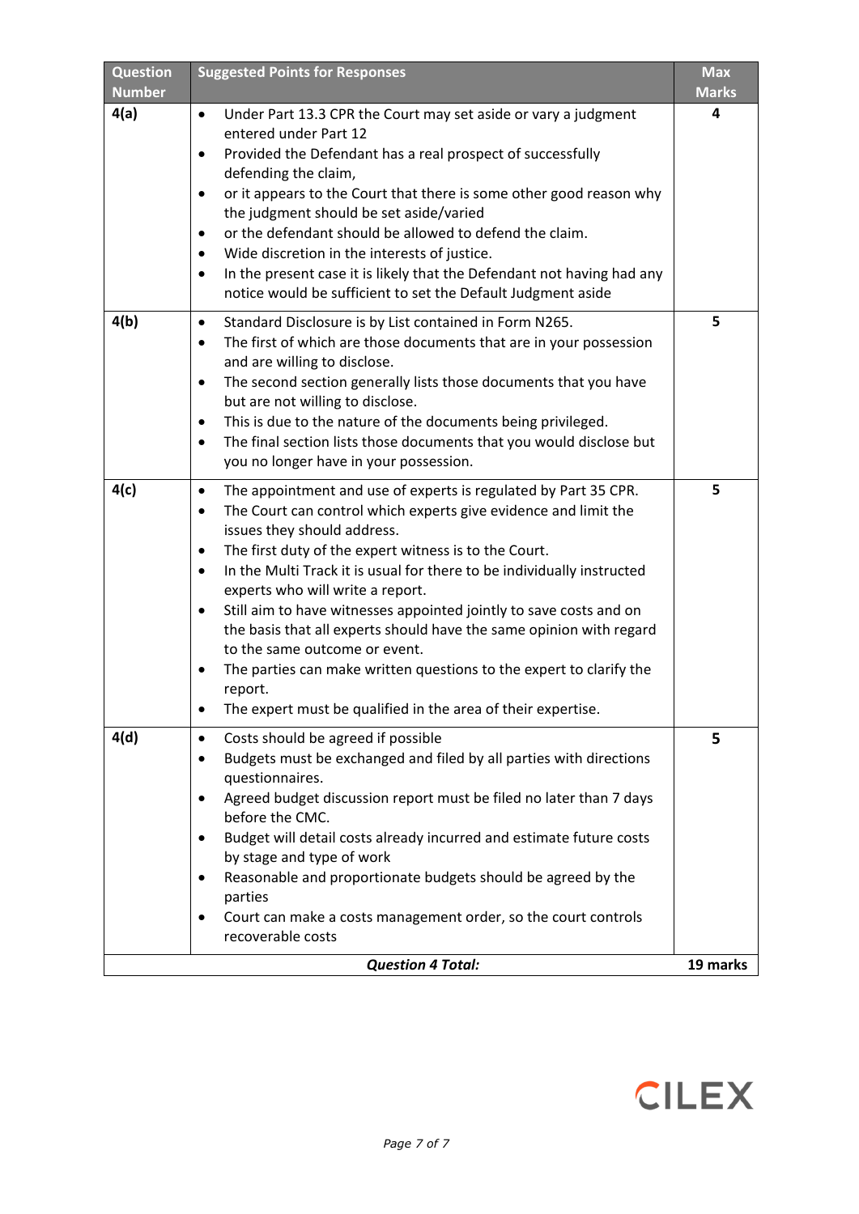| Question Number | Suggested Points for Responses | Max Marks |
|---|---|---|
| **4(a)** | • Under Part 13.3 CPR the Court may set aside or vary a judgment entered under Part 12<br>• Provided the Defendant has a real prospect of successfully defending the claim,<br>• or it appears to the Court that there is some other good reason why the judgment should be set aside/varied<br>• or the defendant should be allowed to defend the claim.<br>• Wide discretion in the interests of justice.<br>• In the present case it is likely that the Defendant not having had any notice would be sufficient to set the Default Judgment aside | **4** |
| **4(b)** | • Standard Disclosure is by List contained in Form N265.<br>• The first of which are those documents that are in your possession and are willing to disclose.<br>• The second section generally lists those documents that you have but are not willing to disclose.<br>• This is due to the nature of the documents being privileged.<br>• The final section lists those documents that you would disclose but you no longer have in your possession. | **5** |
| **4(c)** | • The appointment and use of experts is regulated by Part 35 CPR.<br>• The Court can control which experts give evidence and limit the issues they should address.<br>• The first duty of the expert witness is to the Court.<br>• In the Multi Track it is usual for there to be individually instructed experts who will write a report.<br>• Still aim to have witnesses appointed jointly to save costs and on the basis that all experts should have the same opinion with regard to the same outcome or event.<br>• The parties can make written questions to the expert to clarify the report.<br>• The expert must be qualified in the area of their expertise. | **5** |
| **4(d)** | • Costs should be agreed if possible<br>• Budgets must be exchanged and filed by all parties with directions questionnaires.<br>• Agreed budget discussion report must be filed no later than 7 days before the CMC.<br>• Budget will detail costs already incurred and estimate future costs by stage and type of work<br>• Reasonable and proportionate budgets should be agreed by the parties<br>• Court can make a costs management order, so the court controls recoverable costs | **5** |
| | ***Question 4 Total:*** | **19 marks** |